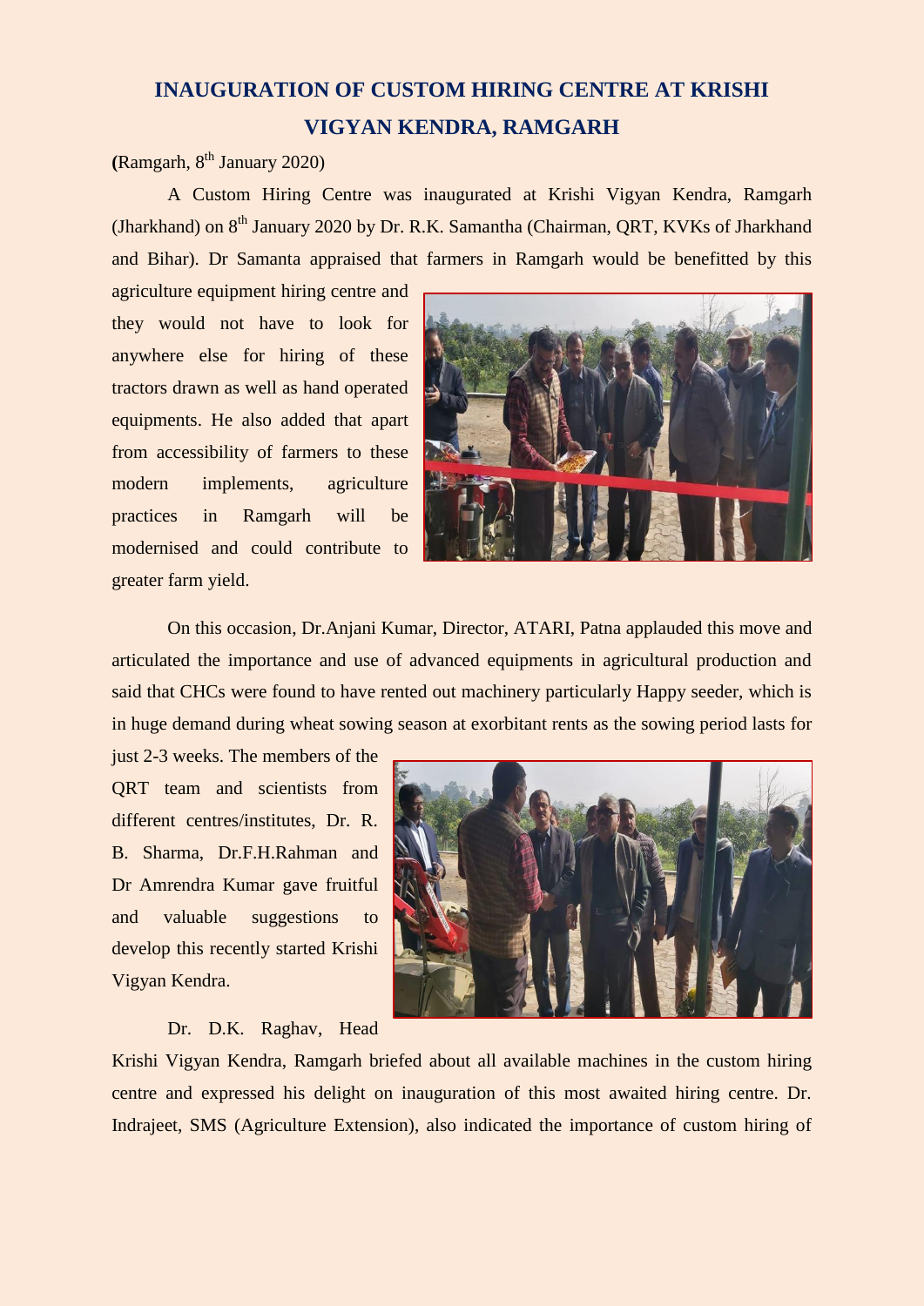# INAUGURATION OF CUSTOM HIRING CENTRE AT KRISHI VIGYAN KENDRA, RAMGARH

**(**Ramgarh, 8th January 2020)

A Custom Hiring Centre was inaugurated at Krishi Vigyan Kendra, Ramgarh (Jharkhand) on 8th January 2020 by Dr. R.K. Samantha (Chairman, QRT, KVKs of Jharkhand and Bihar). Dr Samanta appraised that farmers in Ramgarh would be benefitted by this agriculture equipment hiring centre and they would not have to look for anywhere else for hiring of these tractors drawn as well as hand operated equipments. He also added that apart from accessibility of farmers to these modern implements, agriculture practices in Ramgarh will be modernised and could contribute to greater farm yield.

On this occasion, Dr.Anjani Kumar, Director, ATARI, Patna applauded this move and articulated the importance and use of advanced equipments in agricultural production and said that CHCs were found to have rented out machinery particularly Happy seeder, which is in huge demand during wheat sowing season at exorbitant rents as the sowing period lasts for just 2-3 weeks. The members of the QRT team and scientists from different centres/institutes, Dr. R. B. Sharma, Dr.F.H.Rahman and Dr Amrendra Kumar gave fruitful and valuable suggestions to develop this recently started Krishi Vigyan Kendra.

Dr. D.K. Raghav, Head Krishi Vigyan Kendra, Ramgarh briefed about all available machines in the custom hiring centre and expressed his delight on inauguration of this most awaited hiring centre. Dr. Indrajeet, SMS (Agriculture Extension), also indicated the importance of custom hiring of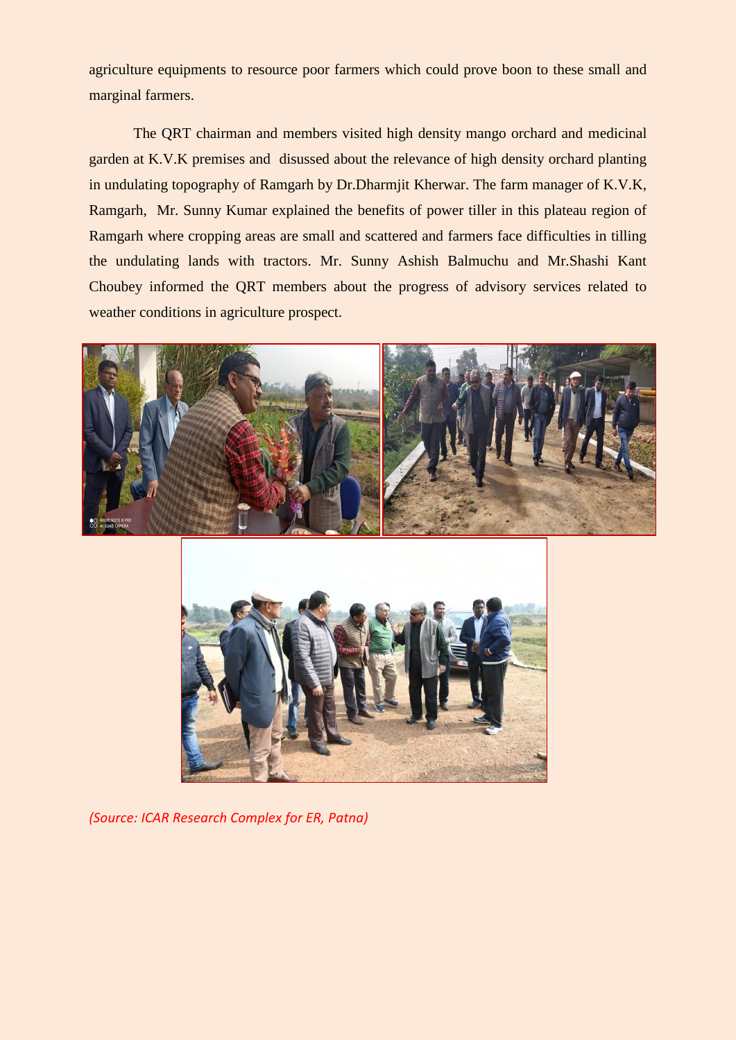agriculture equipments to resource poor farmers which could prove boon to these small and marginal farmers.

The QRT chairman and members visited high density mango orchard and medicinal garden at K.V.K premises and disussed about the relevance of high density orchard planting in undulating topography of Ramgarh by Dr.Dharmjit Kherwar. The farm manager of K.V.K, Ramgarh, Mr. Sunny Kumar explained the benefits of power tiller in this plateau region of Ramgarh where cropping areas are small and scattered and farmers face difficulties in tilling the undulating lands with tractors. Mr. Sunny Ashish Balmuchu and Mr.Shashi Kant Choubey informed the QRT members about the progress of advisory services related to weather conditions in agriculture prospect.

*(Source: ICAR Research Complex for ER, Patna)*